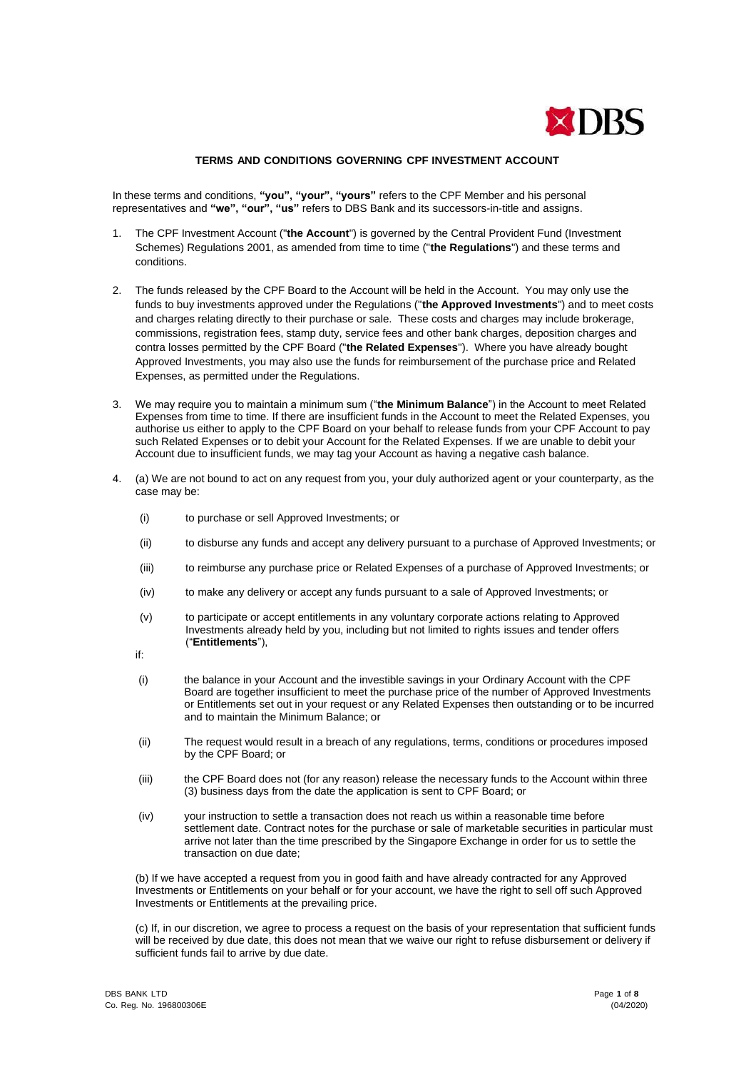**TERMS AND CONDITIONS GOVERNING CPF INVESTMENT ACCOUNT**

In these terms and conditions, **"you", "your", "yours"** refers to the CPF Member and his personal representatives and **"we", "our", "us"** refers to DBS Bank and its successors-in-title and assigns.

1. The CPF Investment Account ("**the Account**") is governed by the Central Provident Fund (Investment Schemes) Regulations 2001, as amended from time to time ("**the Regulations**") and these terms and conditions.

2. The funds released by the CPF Board to the Account will be held in the Account. You may only use the funds to buy investments approved under the Regulations ("**the Approved Investments**") and to meet costs and charges relating directly to their purchase or sale. These costs and charges may include brokerage, commissions, registration fees, stamp duty, service fees and other bank charges, deposition charges and contra losses permitted by the CPF Board ("**the Related Expenses**"). Where you have already bought Approved Investments, you may also use the funds for reimbursement of the purchase price and Related Expenses, as permitted under the Regulations.

3. We may require you to maintain a minimum sum ("**the Minimum Balance**") in the Account to meet Related Expenses from time to time. If there are insufficient funds in the Account to meet the Related Expenses, you authorise us either to apply to the CPF Board on your behalf to release funds from your CPF Account to pay such Related Expenses or to debit your Account for the Related Expenses. If we are unable to debit your Account due to insufficient funds, we may tag your Account as having a negative cash balance.

4. (a) We are not bound to act on any request from you, your duly authorized agent or your counterparty, as the case may be:

   (i) to purchase or sell Approved Investments; or

   (ii) to disburse any funds and accept any delivery pursuant to a purchase of Approved Investments; or

   (iii) to reimburse any purchase price or Related Expenses of a purchase of Approved Investments; or

   (iv) to make any delivery or accept any funds pursuant to a sale of Approved Investments; or

   (v) to participate or accept entitlements in any voluntary corporate actions relating to Approved Investments already held by you, including but not limited to rights issues and tender offers ("**Entitlements**"),

   if:

   (i) the balance in your Account and the investible savings in your Ordinary Account with the CPF Board are together insufficient to meet the purchase price of the number of Approved Investments or Entitlements set out in your request or any Related Expenses then outstanding or to be incurred and to maintain the Minimum Balance; or

   (ii) The request would result in a breach of any regulations, terms, conditions or procedures imposed by the CPF Board; or

   (iii) the CPF Board does not (for any reason) release the necessary funds to the Account within three (3) business days from the date the application is sent to CPF Board; or

   (iv) your instruction to settle a transaction does not reach us within a reasonable time before settlement date. Contract notes for the purchase or sale of marketable securities in particular must arrive not later than the time prescribed by the Singapore Exchange in order for us to settle the transaction on due date;

   (b) If we have accepted a request from you in good faith and have already contracted for any Approved Investments or Entitlements on your behalf or for your account, we have the right to sell off such Approved Investments or Entitlements at the prevailing price.

   (c) If, in our discretion, we agree to process a request on the basis of your representation that sufficient funds will be received by due date, this does not mean that we waive our right to refuse disbursement or delivery if sufficient funds fail to arrive by due date.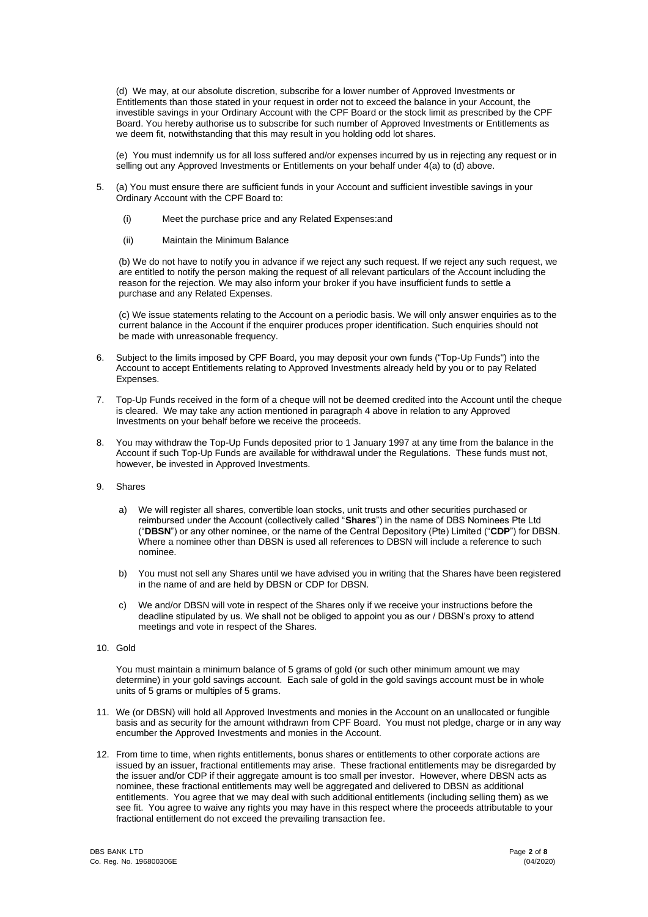(d) We may, at our absolute discretion, subscribe for a lower number of Approved Investments or Entitlements than those stated in your request in order not to exceed the balance in your Account, the investible savings in your Ordinary Account with the CPF Board or the stock limit as prescribed by the CPF Board. You hereby authorise us to subscribe for such number of Approved Investments or Entitlements as we deem fit, notwithstanding that this may result in you holding odd lot shares.

(e) You must indemnify us for all loss suffered and/or expenses incurred by us in rejecting any request or in selling out any Approved Investments or Entitlements on your behalf under 4(a) to (d) above.

5. (a) You must ensure there are sufficient funds in your Account and sufficient investible savings in your Ordinary Account with the CPF Board to:

   (i) Meet the purchase price and any Related Expenses:and

   (ii) Maintain the Minimum Balance

   (b) We do not have to notify you in advance if we reject any such request. If we reject any such request, we are entitled to notify the person making the request of all relevant particulars of the Account including the reason for the rejection. We may also inform your broker if you have insufficient funds to settle a purchase and any Related Expenses.

   (c) We issue statements relating to the Account on a periodic basis. We will only answer enquiries as to the current balance in the Account if the enquirer produces proper identification. Such enquiries should not be made with unreasonable frequency.

6. Subject to the limits imposed by CPF Board, you may deposit your own funds ("Top-Up Funds") into the Account to accept Entitlements relating to Approved Investments already held by you or to pay Related Expenses.

7. Top-Up Funds received in the form of a cheque will not be deemed credited into the Account until the cheque is cleared. We may take any action mentioned in paragraph 4 above in relation to any Approved Investments on your behalf before we receive the proceeds.

8. You may withdraw the Top-Up Funds deposited prior to 1 January 1997 at any time from the balance in the Account if such Top-Up Funds are available for withdrawal under the Regulations. These funds must not, however, be invested in Approved Investments.

9. Shares

   a) We will register all shares, convertible loan stocks, unit trusts and other securities purchased or reimbursed under the Account (collectively called "**Shares**") in the name of DBS Nominees Pte Ltd ("**DBSN**") or any other nominee, or the name of the Central Depository (Pte) Limited ("**CDP**") for DBSN. Where a nominee other than DBSN is used all references to DBSN will include a reference to such nominee.

   b) You must not sell any Shares until we have advised you in writing that the Shares have been registered in the name of and are held by DBSN or CDP for DBSN.

   c) We and/or DBSN will vote in respect of the Shares only if we receive your instructions before the deadline stipulated by us. We shall not be obliged to appoint you as our / DBSN's proxy to attend meetings and vote in respect of the Shares.

10. Gold

    You must maintain a minimum balance of 5 grams of gold (or such other minimum amount we may determine) in your gold savings account. Each sale of gold in the gold savings account must be in whole units of 5 grams or multiples of 5 grams.

11. We (or DBSN) will hold all Approved Investments and monies in the Account on an unallocated or fungible basis and as security for the amount withdrawn from CPF Board. You must not pledge, charge or in any way encumber the Approved Investments and monies in the Account.

12. From time to time, when rights entitlements, bonus shares or entitlements to other corporate actions are issued by an issuer, fractional entitlements may arise. These fractional entitlements may be disregarded by the issuer and/or CDP if their aggregate amount is too small per investor. However, where DBSN acts as nominee, these fractional entitlements may well be aggregated and delivered to DBSN as additional entitlements. You agree that we may deal with such additional entitlements (including selling them) as we see fit. You agree to waive any rights you may have in this respect where the proceeds attributable to your fractional entitlement do not exceed the prevailing transaction fee.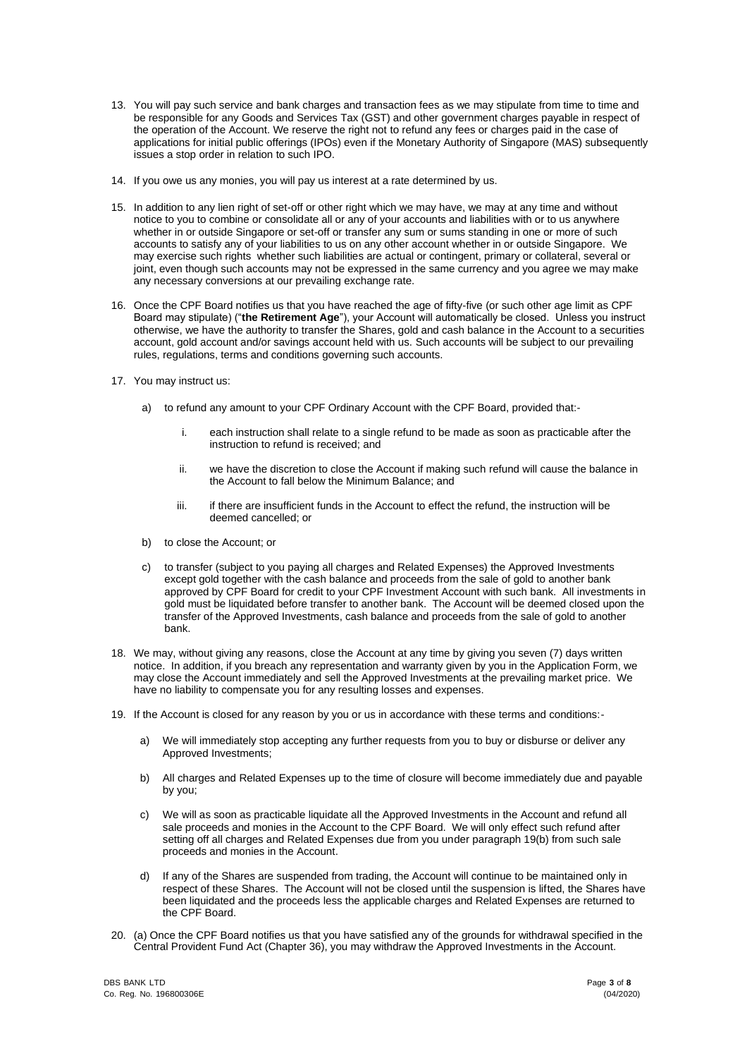13. You will pay such service and bank charges and transaction fees as we may stipulate from time to time and be responsible for any Goods and Services Tax (GST) and other government charges payable in respect of the operation of the Account. We reserve the right not to refund any fees or charges paid in the case of applications for initial public offerings (IPOs) even if the Monetary Authority of Singapore (MAS) subsequently issues a stop order in relation to such IPO.

14. If you owe us any monies, you will pay us interest at a rate determined by us.

15. In addition to any lien right of set-off or other right which we may have, we may at any time and without notice to you to combine or consolidate all or any of your accounts and liabilities with or to us anywhere whether in or outside Singapore or set-off or transfer any sum or sums standing in one or more of such accounts to satisfy any of your liabilities to us on any other account whether in or outside Singapore. We may exercise such rights whether such liabilities are actual or contingent, primary or collateral, several or joint, even though such accounts may not be expressed in the same currency and you agree we may make any necessary conversions at our prevailing exchange rate.

16. Once the CPF Board notifies us that you have reached the age of fifty-five (or such other age limit as CPF Board may stipulate) ("**the Retirement Age**"), your Account will automatically be closed. Unless you instruct otherwise, we have the authority to transfer the Shares, gold and cash balance in the Account to a securities account, gold account and/or savings account held with us. Such accounts will be subject to our prevailing rules, regulations, terms and conditions governing such accounts.

17. You may instruct us:

    a) to refund any amount to your CPF Ordinary Account with the CPF Board, provided that:-

        i. each instruction shall relate to a single refund to be made as soon as practicable after the instruction to refund is received; and

        ii. we have the discretion to close the Account if making such refund will cause the balance in the Account to fall below the Minimum Balance; and

        iii. if there are insufficient funds in the Account to effect the refund, the instruction will be deemed cancelled; or

    b) to close the Account; or

    c) to transfer (subject to you paying all charges and Related Expenses) the Approved Investments except gold together with the cash balance and proceeds from the sale of gold to another bank approved by CPF Board for credit to your CPF Investment Account with such bank. All investments in gold must be liquidated before transfer to another bank. The Account will be deemed closed upon the transfer of the Approved Investments, cash balance and proceeds from the sale of gold to another bank.

18. We may, without giving any reasons, close the Account at any time by giving you seven (7) days written notice. In addition, if you breach any representation and warranty given by you in the Application Form, we may close the Account immediately and sell the Approved Investments at the prevailing market price. We have no liability to compensate you for any resulting losses and expenses.

19. If the Account is closed for any reason by you or us in accordance with these terms and conditions:-

    a) We will immediately stop accepting any further requests from you to buy or disburse or deliver any Approved Investments;

    b) All charges and Related Expenses up to the time of closure will become immediately due and payable by you;

    c) We will as soon as practicable liquidate all the Approved Investments in the Account and refund all sale proceeds and monies in the Account to the CPF Board. We will only effect such refund after setting off all charges and Related Expenses due from you under paragraph 19(b) from such sale proceeds and monies in the Account.

    d) If any of the Shares are suspended from trading, the Account will continue to be maintained only in respect of these Shares. The Account will not be closed until the suspension is lifted, the Shares have been liquidated and the proceeds less the applicable charges and Related Expenses are returned to the CPF Board.

20. (a) Once the CPF Board notifies us that you have satisfied any of the grounds for withdrawal specified in the Central Provident Fund Act (Chapter 36), you may withdraw the Approved Investments in the Account.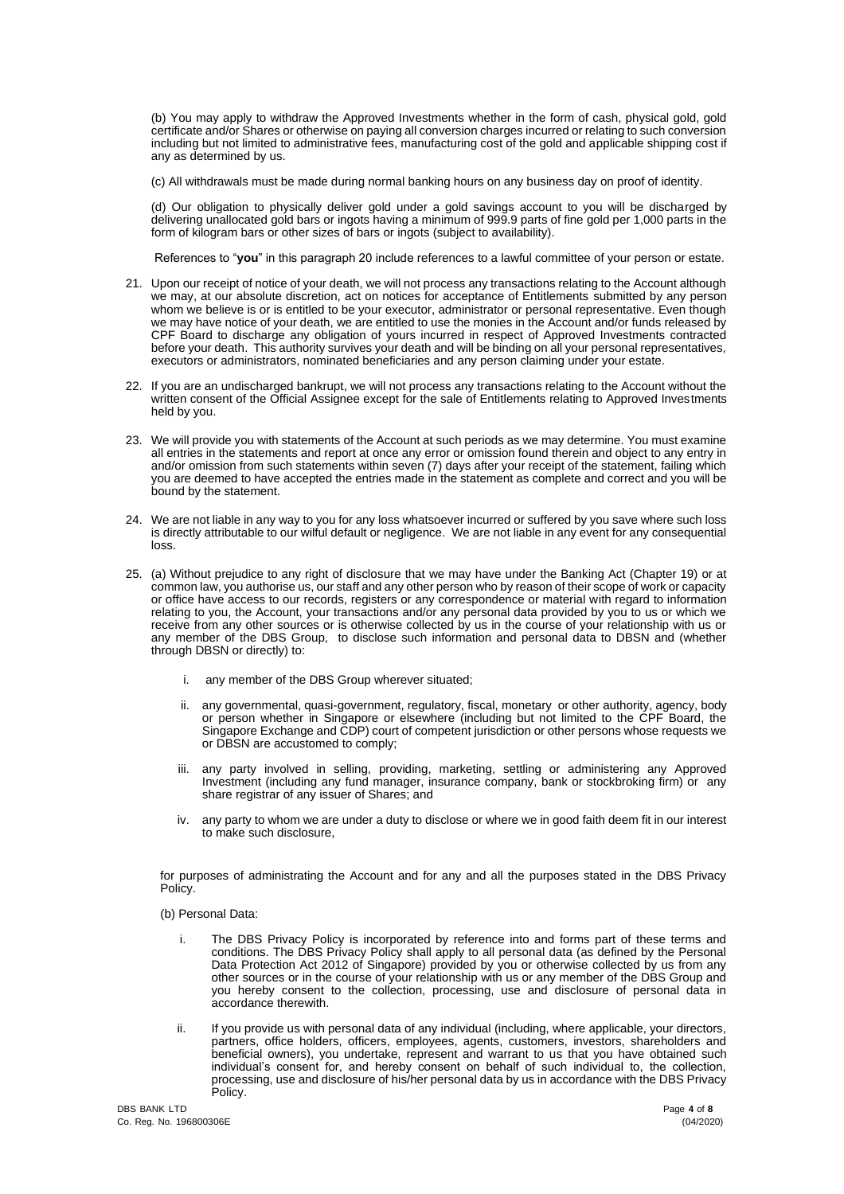(b) You may apply to withdraw the Approved Investments whether in the form of cash, physical gold, gold certificate and/or Shares or otherwise on paying all conversion charges incurred or relating to such conversion including but not limited to administrative fees, manufacturing cost of the gold and applicable shipping cost if any as determined by us.

(c) All withdrawals must be made during normal banking hours on any business day on proof of identity.

(d) Our obligation to physically deliver gold under a gold savings account to you will be discharged by delivering unallocated gold bars or ingots having a minimum of 999.9 parts of fine gold per 1,000 parts in the form of kilogram bars or other sizes of bars or ingots (subject to availability).

References to "**you**" in this paragraph 20 include references to a lawful committee of your person or estate.

21. Upon our receipt of notice of your death, we will not process any transactions relating to the Account although we may, at our absolute discretion, act on notices for acceptance of Entitlements submitted by any person whom we believe is or is entitled to be your executor, administrator or personal representative. Even though we may have notice of your death, we are entitled to use the monies in the Account and/or funds released by CPF Board to discharge any obligation of yours incurred in respect of Approved Investments contracted before your death. This authority survives your death and will be binding on all your personal representatives, executors or administrators, nominated beneficiaries and any person claiming under your estate.

22. If you are an undischarged bankrupt, we will not process any transactions relating to the Account without the written consent of the Official Assignee except for the sale of Entitlements relating to Approved Investments held by you.

23. We will provide you with statements of the Account at such periods as we may determine. You must examine all entries in the statements and report at once any error or omission found therein and object to any entry in and/or omission from such statements within seven (7) days after your receipt of the statement, failing which you are deemed to have accepted the entries made in the statement as complete and correct and you will be bound by the statement.

24. We are not liable in any way to you for any loss whatsoever incurred or suffered by you save where such loss is directly attributable to our wilful default or negligence. We are not liable in any event for any consequential loss.

25. (a) Without prejudice to any right of disclosure that we may have under the Banking Act (Chapter 19) or at common law, you authorise us, our staff and any other person who by reason of their scope of work or capacity or office have access to our records, registers or any correspondence or material with regard to information relating to you, the Account, your transactions and/or any personal data provided by you to us or which we receive from any other sources or is otherwise collected by us in the course of your relationship with us or any member of the DBS Group, to disclose such information and personal data to DBSN and (whether through DBSN or directly) to:

    i. any member of the DBS Group wherever situated;

    ii. any governmental, quasi-government, regulatory, fiscal, monetary or other authority, agency, body or person whether in Singapore or elsewhere (including but not limited to the CPF Board, the Singapore Exchange and CDP) court of competent jurisdiction or other persons whose requests we or DBSN are accustomed to comply;

    iii. any party involved in selling, providing, marketing, settling or administering any Approved Investment (including any fund manager, insurance company, bank or stockbroking firm) or any share registrar of any issuer of Shares; and

    iv. any party to whom we are under a duty to disclose or where we in good faith deem fit in our interest to make such disclosure,

    for purposes of administrating the Account and for any and all the purposes stated in the DBS Privacy Policy.

    (b) Personal Data:

    i. The DBS Privacy Policy is incorporated by reference into and forms part of these terms and conditions. The DBS Privacy Policy shall apply to all personal data (as defined by the Personal Data Protection Act 2012 of Singapore) provided by you or otherwise collected by us from any other sources or in the course of your relationship with us or any member of the DBS Group and you hereby consent to the collection, processing, use and disclosure of personal data in accordance therewith.

    ii. If you provide us with personal data of any individual (including, where applicable, your directors, partners, office holders, officers, employees, agents, customers, investors, shareholders and beneficial owners), you undertake, represent and warrant to us that you have obtained such individual's consent for, and hereby consent on behalf of such individual to, the collection, processing, use and disclosure of his/her personal data by us in accordance with the DBS Privacy Policy.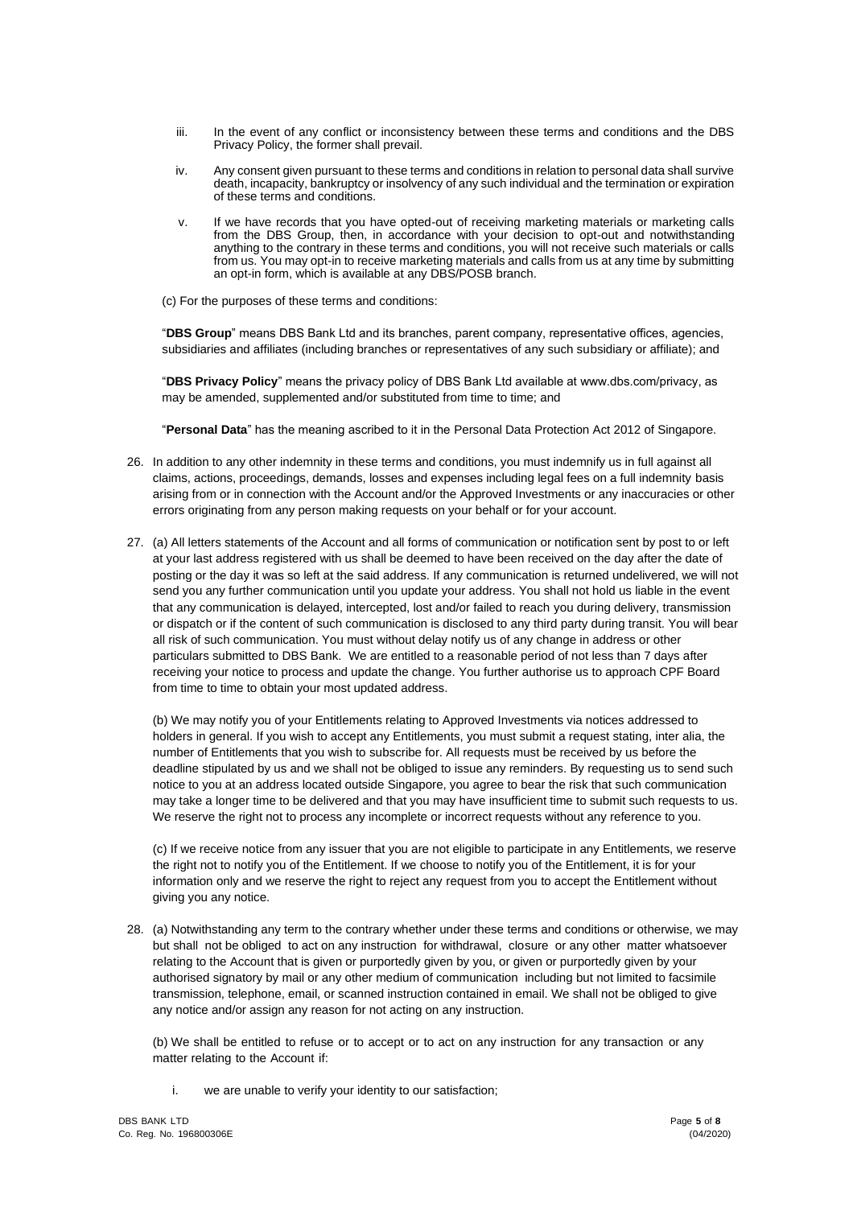iii. In the event of any conflict or inconsistency between these terms and conditions and the DBS Privacy Policy, the former shall prevail.

iv. Any consent given pursuant to these terms and conditions in relation to personal data shall survive death, incapacity, bankruptcy or insolvency of any such individual and the termination or expiration of these terms and conditions.

v. If we have records that you have opted-out of receiving marketing materials or marketing calls from the DBS Group, then, in accordance with your decision to opt-out and notwithstanding anything to the contrary in these terms and conditions, you will not receive such materials or calls from us. You may opt-in to receive marketing materials and calls from us at any time by submitting an opt-in form, which is available at any DBS/POSB branch.

(c) For the purposes of these terms and conditions:

"**DBS Group**" means DBS Bank Ltd and its branches, parent company, representative offices, agencies, subsidiaries and affiliates (including branches or representatives of any such subsidiary or affiliate); and

"**DBS Privacy Policy**" means the privacy policy of DBS Bank Ltd available at www.dbs.com/privacy, as may be amended, supplemented and/or substituted from time to time; and

"**Personal Data**" has the meaning ascribed to it in the Personal Data Protection Act 2012 of Singapore.

26. In addition to any other indemnity in these terms and conditions, you must indemnify us in full against all claims, actions, proceedings, demands, losses and expenses including legal fees on a full indemnity basis arising from or in connection with the Account and/or the Approved Investments or any inaccuracies or other errors originating from any person making requests on your behalf or for your account.

27. (a) All letters statements of the Account and all forms of communication or notification sent by post to or left at your last address registered with us shall be deemed to have been received on the day after the date of posting or the day it was so left at the said address. If any communication is returned undelivered, we will not send you any further communication until you update your address. You shall not hold us liable in the event that any communication is delayed, intercepted, lost and/or failed to reach you during delivery, transmission or dispatch or if the content of such communication is disclosed to any third party during transit. You will bear all risk of such communication. You must without delay notify us of any change in address or other particulars submitted to DBS Bank. We are entitled to a reasonable period of not less than 7 days after receiving your notice to process and update the change. You further authorise us to approach CPF Board from time to time to obtain your most updated address.

    (b) We may notify you of your Entitlements relating to Approved Investments via notices addressed to holders in general. If you wish to accept any Entitlements, you must submit a request stating, inter alia, the number of Entitlements that you wish to subscribe for. All requests must be received by us before the deadline stipulated by us and we shall not be obliged to issue any reminders. By requesting us to send such notice to you at an address located outside Singapore, you agree to bear the risk that such communication may take a longer time to be delivered and that you may have insufficient time to submit such requests to us. We reserve the right not to process any incomplete or incorrect requests without any reference to you.

    (c) If we receive notice from any issuer that you are not eligible to participate in any Entitlements, we reserve the right not to notify you of the Entitlement. If we choose to notify you of the Entitlement, it is for your information only and we reserve the right to reject any request from you to accept the Entitlement without giving you any notice.

28. (a) Notwithstanding any term to the contrary whether under these terms and conditions or otherwise, we may but shall not be obliged to act on any instruction for withdrawal, closure or any other matter whatsoever relating to the Account that is given or purportedly given by you, or given or purportedly given by your authorised signatory by mail or any other medium of communication including but not limited to facsimile transmission, telephone, email, or scanned instruction contained in email. We shall not be obliged to give any notice and/or assign any reason for not acting on any instruction.

    (b) We shall be entitled to refuse or to accept or to act on any instruction for any transaction or any matter relating to the Account if:

    i. we are unable to verify your identity to our satisfaction;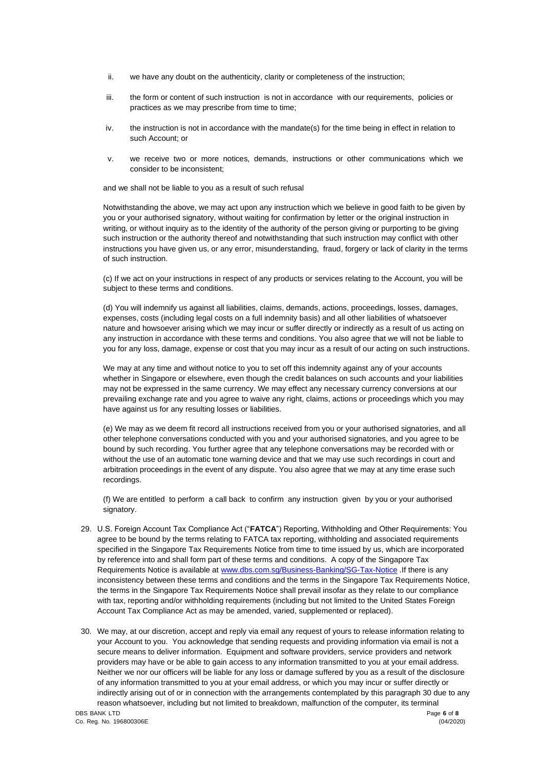ii. we have any doubt on the authenticity, clarity or completeness of the instruction;

iii. the form or content of such instruction is not in accordance with our requirements, policies or practices as we may prescribe from time to time;

iv. the instruction is not in accordance with the mandate(s) for the time being in effect in relation to such Account; or

v. we receive two or more notices, demands, instructions or other communications which we consider to be inconsistent;

and we shall not be liable to you as a result of such refusal

Notwithstanding the above, we may act upon any instruction which we believe in good faith to be given by you or your authorised signatory, without waiting for confirmation by letter or the original instruction in writing, or without inquiry as to the identity of the authority of the person giving or purporting to be giving such instruction or the authority thereof and notwithstanding that such instruction may conflict with other instructions you have given us, or any error, misunderstanding, fraud, forgery or lack of clarity in the terms of such instruction.

(c) If we act on your instructions in respect of any products or services relating to the Account, you will be subject to these terms and conditions.

(d) You will indemnify us against all liabilities, claims, demands, actions, proceedings, losses, damages, expenses, costs (including legal costs on a full indemnity basis) and all other liabilities of whatsoever nature and howsoever arising which we may incur or suffer directly or indirectly as a result of us acting on any instruction in accordance with these terms and conditions. You also agree that we will not be liable to you for any loss, damage, expense or cost that you may incur as a result of our acting on such instructions.

We may at any time and without notice to you to set off this indemnity against any of your accounts whether in Singapore or elsewhere, even though the credit balances on such accounts and your liabilities may not be expressed in the same currency. We may effect any necessary currency conversions at our prevailing exchange rate and you agree to waive any right, claims, actions or proceedings which you may have against us for any resulting losses or liabilities.

(e) We may as we deem fit record all instructions received from you or your authorised signatories, and all other telephone conversations conducted with you and your authorised signatories, and you agree to be bound by such recording. You further agree that any telephone conversations may be recorded with or without the use of an automatic tone warning device and that we may use such recordings in court and arbitration proceedings in the event of any dispute. You also agree that we may at any time erase such recordings.

(f) We are entitled to perform a call back to confirm any instruction given by you or your authorised signatory.

29. U.S. Foreign Account Tax Compliance Act ("**FATCA**") Reporting, Withholding and Other Requirements: You agree to be bound by the terms relating to FATCA tax reporting, withholding and associated requirements specified in the Singapore Tax Requirements Notice from time to time issued by us, which are incorporated by reference into and shall form part of these terms and conditions. A copy of the Singapore Tax Requirements Notice is available at www.dbs.com.sg/Business-Banking/SG-Tax-Notice .If there is any inconsistency between these terms and conditions and the terms in the Singapore Tax Requirements Notice, the terms in the Singapore Tax Requirements Notice shall prevail insofar as they relate to our compliance with tax, reporting and/or withholding requirements (including but not limited to the United States Foreign Account Tax Compliance Act as may be amended, varied, supplemented or replaced).

30. We may, at our discretion, accept and reply via email any request of yours to release information relating to your Account to you. You acknowledge that sending requests and providing information via email is not a secure means to deliver information. Equipment and software providers, service providers and network providers may have or be able to gain access to any information transmitted to you at your email address. Neither we nor our officers will be liable for any loss or damage suffered by you as a result of the disclosure of any information transmitted to you at your email address, or which you may incur or suffer directly or indirectly arising out of or in connection with the arrangements contemplated by this paragraph 30 due to any reason whatsoever, including but not limited to breakdown, malfunction of the computer, its terminal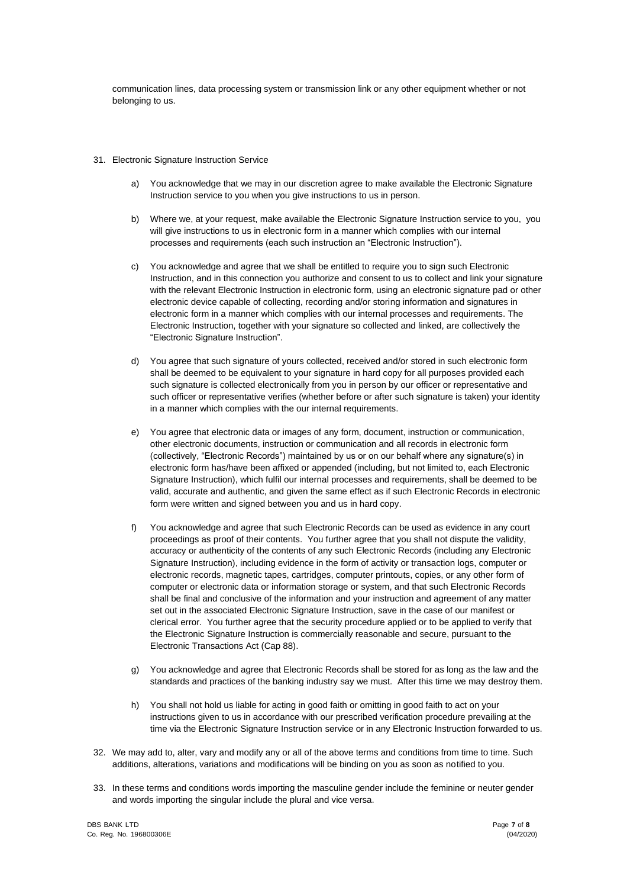communication lines, data processing system or transmission link or any other equipment whether or not belonging to us.

31. Electronic Signature Instruction Service

    a) You acknowledge that we may in our discretion agree to make available the Electronic Signature Instruction service to you when you give instructions to us in person.

    b) Where we, at your request, make available the Electronic Signature Instruction service to you, you will give instructions to us in electronic form in a manner which complies with our internal processes and requirements (each such instruction an "Electronic Instruction").

    c) You acknowledge and agree that we shall be entitled to require you to sign such Electronic Instruction, and in this connection you authorize and consent to us to collect and link your signature with the relevant Electronic Instruction in electronic form, using an electronic signature pad or other electronic device capable of collecting, recording and/or storing information and signatures in electronic form in a manner which complies with our internal processes and requirements. The Electronic Instruction, together with your signature so collected and linked, are collectively the "Electronic Signature Instruction".

    d) You agree that such signature of yours collected, received and/or stored in such electronic form shall be deemed to be equivalent to your signature in hard copy for all purposes provided each such signature is collected electronically from you in person by our officer or representative and such officer or representative verifies (whether before or after such signature is taken) your identity in a manner which complies with the our internal requirements.

    e) You agree that electronic data or images of any form, document, instruction or communication, other electronic documents, instruction or communication and all records in electronic form (collectively, "Electronic Records") maintained by us or on our behalf where any signature(s) in electronic form has/have been affixed or appended (including, but not limited to, each Electronic Signature Instruction), which fulfil our internal processes and requirements, shall be deemed to be valid, accurate and authentic, and given the same effect as if such Electronic Records in electronic form were written and signed between you and us in hard copy.

    f) You acknowledge and agree that such Electronic Records can be used as evidence in any court proceedings as proof of their contents. You further agree that you shall not dispute the validity, accuracy or authenticity of the contents of any such Electronic Records (including any Electronic Signature Instruction), including evidence in the form of activity or transaction logs, computer or electronic records, magnetic tapes, cartridges, computer printouts, copies, or any other form of computer or electronic data or information storage or system, and that such Electronic Records shall be final and conclusive of the information and your instruction and agreement of any matter set out in the associated Electronic Signature Instruction, save in the case of our manifest or clerical error. You further agree that the security procedure applied or to be applied to verify that the Electronic Signature Instruction is commercially reasonable and secure, pursuant to the Electronic Transactions Act (Cap 88).

    g) You acknowledge and agree that Electronic Records shall be stored for as long as the law and the standards and practices of the banking industry say we must. After this time we may destroy them.

    h) You shall not hold us liable for acting in good faith or omitting in good faith to act on your instructions given to us in accordance with our prescribed verification procedure prevailing at the time via the Electronic Signature Instruction service or in any Electronic Instruction forwarded to us.

32. We may add to, alter, vary and modify any or all of the above terms and conditions from time to time. Such additions, alterations, variations and modifications will be binding on you as soon as notified to you.

33. In these terms and conditions words importing the masculine gender include the feminine or neuter gender and words importing the singular include the plural and vice versa.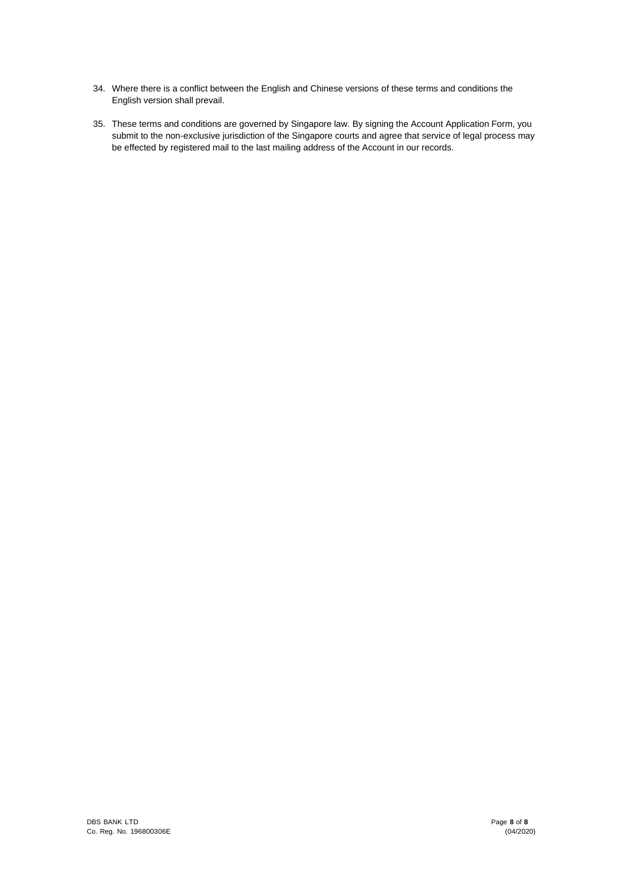34. Where there is a conflict between the English and Chinese versions of these terms and conditions the English version shall prevail.

35. These terms and conditions are governed by Singapore law. By signing the Account Application Form, you submit to the non-exclusive jurisdiction of the Singapore courts and agree that service of legal process may be effected by registered mail to the last mailing address of the Account in our records.